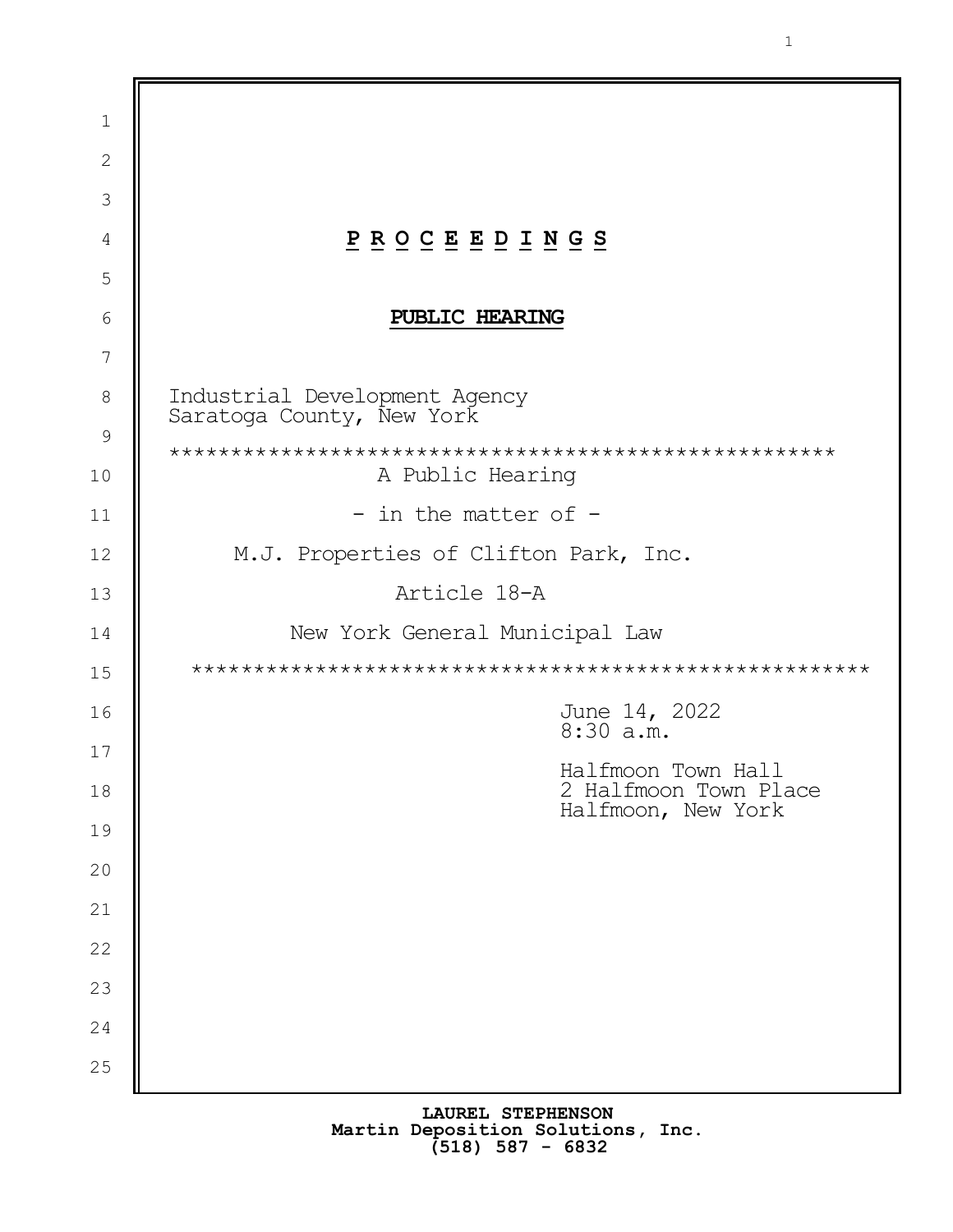# P R O C E E D I N G S

## PUBLIC HEARING

Industrial Development Agency
Saratoga County, New York

*****************************************************

A Public Hearing

- in the matter of -

M.J. Properties of Clifton Park, Inc.

Article 18-A

New York General Municipal Law

*****************************************************

June 14, 2022
8:30 a.m.

Halfmoon Town Hall
2 Halfmoon Town Place
Halfmoon, New York

LAUREL STEPHENSON
Martin Deposition Solutions, Inc.
(518) 587 - 6832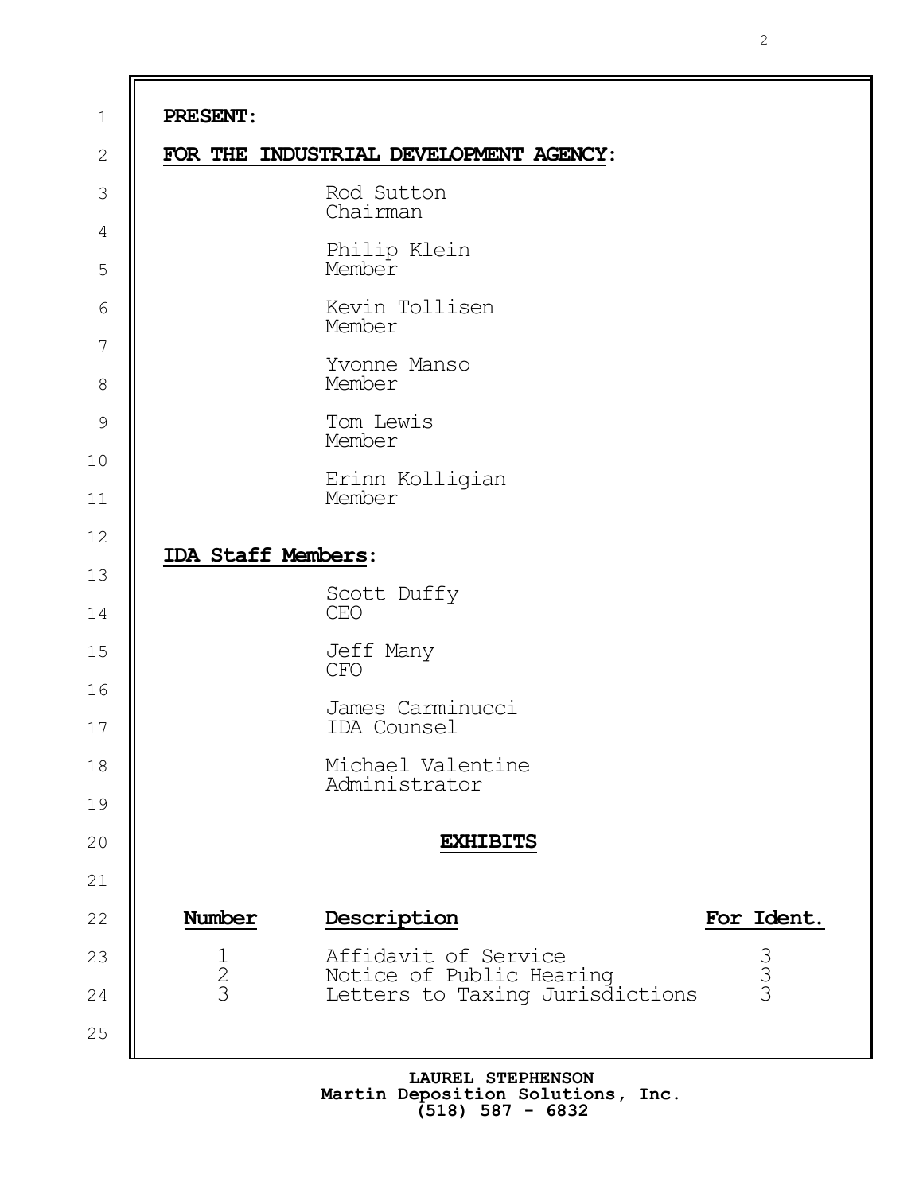**PRESENT:**

**FOR THE INDUSTRIAL DEVELOPMENT AGENCY:**

Rod Sutton
Chairman

Philip Klein
Member

Kevin Tollisen
Member

Yvonne Manso
Member

Tom Lewis
Member

Erinn Kolligian
Member

**IDA Staff Members:**

Scott Duffy
CEO

Jeff Many
CFO

James Carminucci
IDA Counsel

Michael Valentine
Administrator

**EXHIBITS**

| Number | Description | For Ident. |
|---|---|---|
| 1 | Affidavit of Service | 3 |
| 2 | Notice of Public Hearing | 3 |
| 3 | Letters to Taxing Jurisdictions | 3 |

LAUREL STEPHENSON
Martin Deposition Solutions, Inc.
(518) 587 - 6832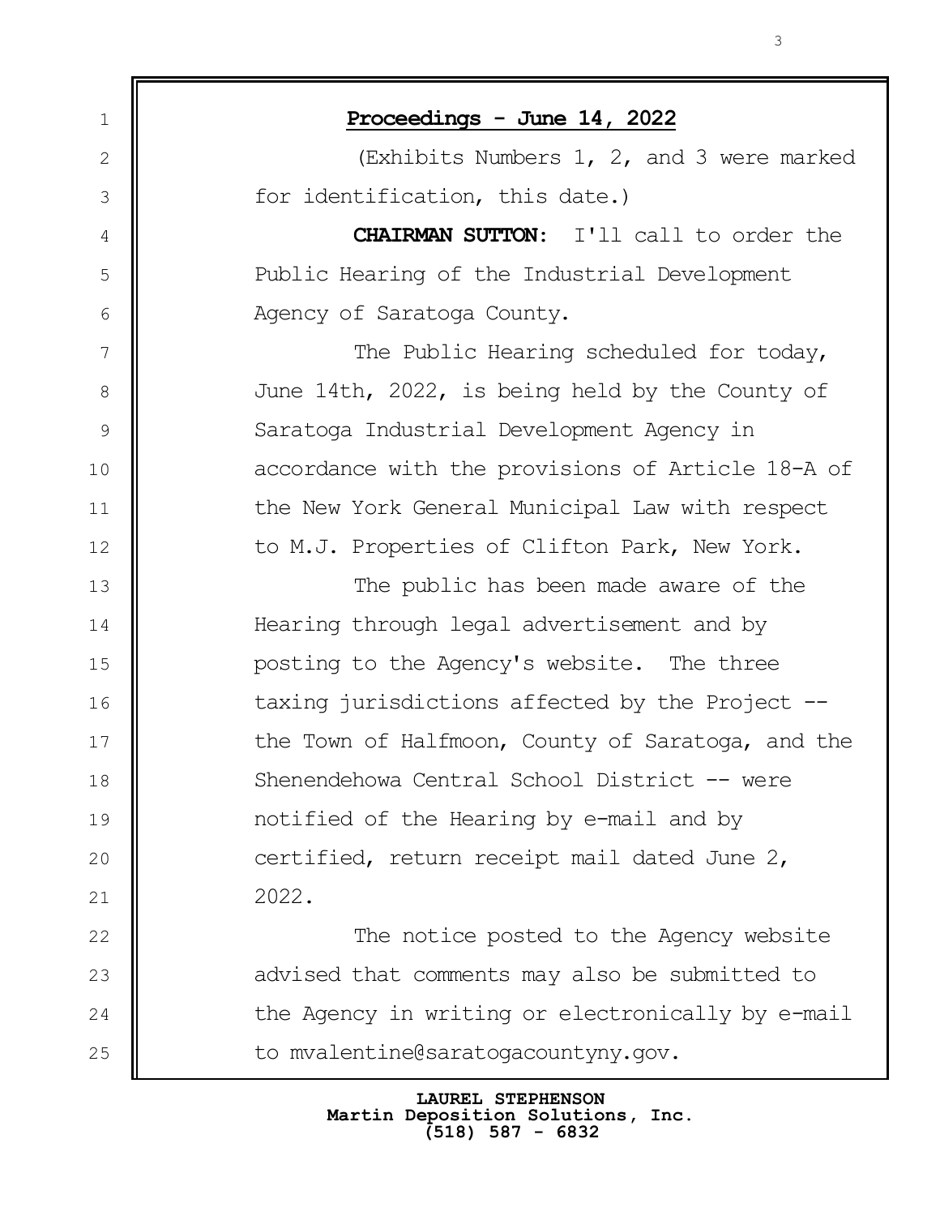**Proceedings - June 14, 2022**

(Exhibits Numbers 1, 2, and 3 were marked for identification, this date.)

**CHAIRMAN SUTTON:** I'll call to order the Public Hearing of the Industrial Development Agency of Saratoga County.

The Public Hearing scheduled for today, June 14th, 2022, is being held by the County of Saratoga Industrial Development Agency in accordance with the provisions of Article 18-A of the New York General Municipal Law with respect to M.J. Properties of Clifton Park, New York.

The public has been made aware of the Hearing through legal advertisement and by posting to the Agency's website. The three taxing jurisdictions affected by the Project -- the Town of Halfmoon, County of Saratoga, and the Shenendehowa Central School District -- were notified of the Hearing by e-mail and by certified, return receipt mail dated June 2, 2022.

The notice posted to the Agency website advised that comments may also be submitted to the Agency in writing or electronically by e-mail to mvalentine@saratogacountyny.gov.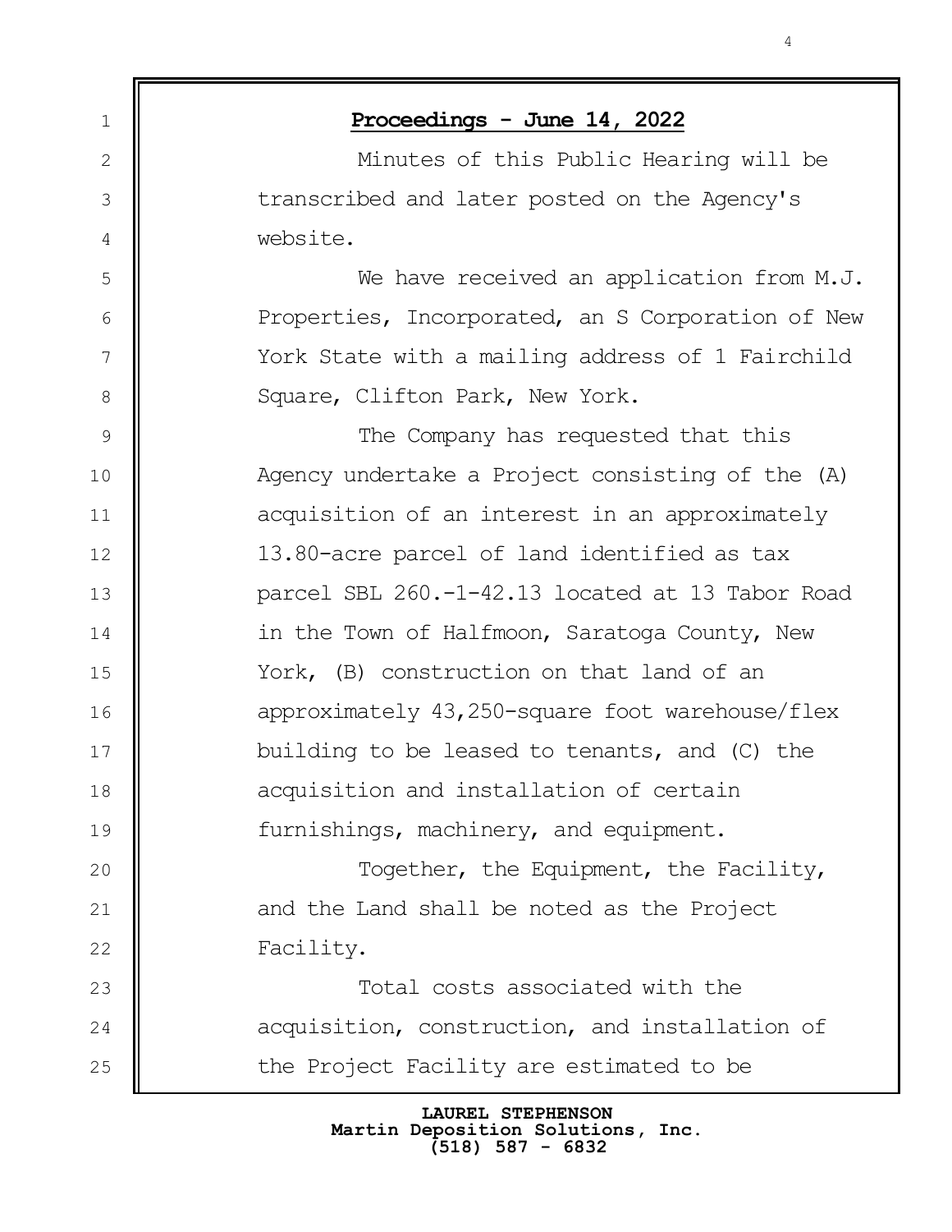**Proceedings - June 14, 2022**

Minutes of this Public Hearing will be transcribed and later posted on the Agency's website.

We have received an application from M.J. Properties, Incorporated, an S Corporation of New York State with a mailing address of 1 Fairchild Square, Clifton Park, New York.

The Company has requested that this Agency undertake a Project consisting of the (A) acquisition of an interest in an approximately 13.80-acre parcel of land identified as tax parcel SBL 260.-1-42.13 located at 13 Tabor Road in the Town of Halfmoon, Saratoga County, New York, (B) construction on that land of an approximately 43,250-square foot warehouse/flex building to be leased to tenants, and (C) the acquisition and installation of certain furnishings, machinery, and equipment.

Together, the Equipment, the Facility, and the Land shall be noted as the Project Facility.

Total costs associated with the acquisition, construction, and installation of the Project Facility are estimated to be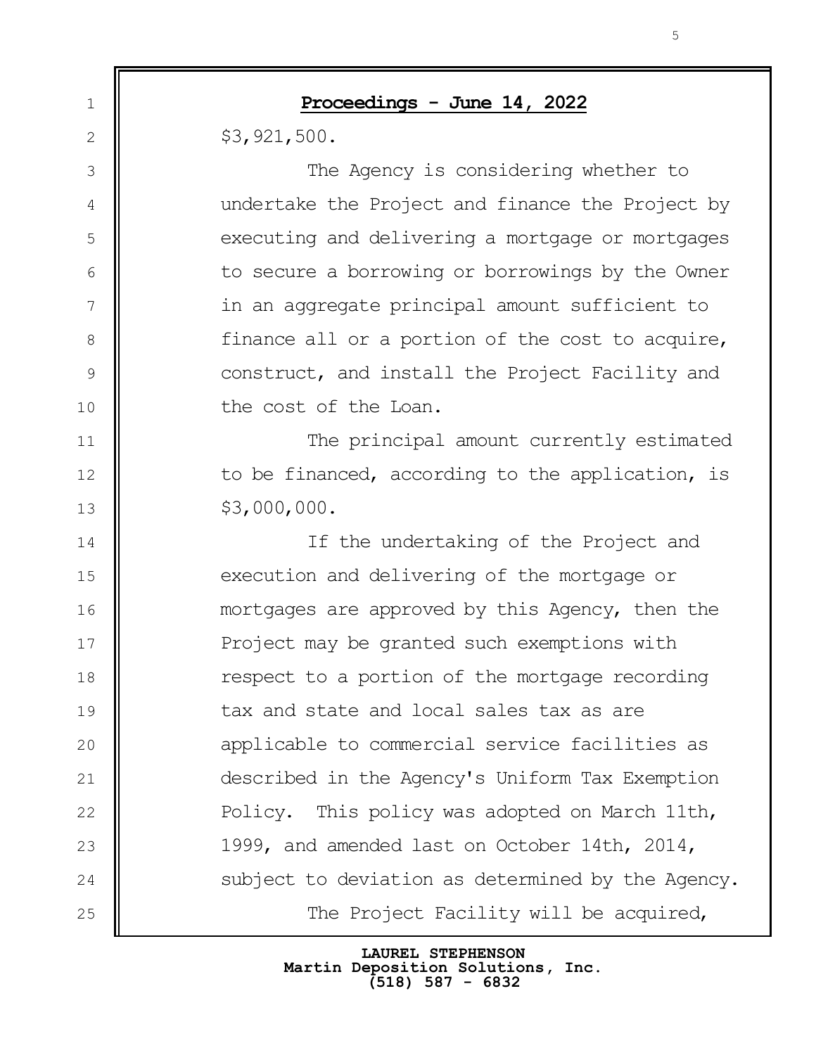**Proceedings - June 14, 2022**

$3,921,500.

The Agency is considering whether to undertake the Project and finance the Project by executing and delivering a mortgage or mortgages to secure a borrowing or borrowings by the Owner in an aggregate principal amount sufficient to finance all or a portion of the cost to acquire, construct, and install the Project Facility and the cost of the Loan.

The principal amount currently estimated to be financed, according to the application, is $3,000,000.

If the undertaking of the Project and execution and delivering of the mortgage or mortgages are approved by this Agency, then the Project may be granted such exemptions with respect to a portion of the mortgage recording tax and state and local sales tax as are applicable to commercial service facilities as described in the Agency's Uniform Tax Exemption Policy. This policy was adopted on March 11th, 1999, and amended last on October 14th, 2014, subject to deviation as determined by the Agency.

The Project Facility will be acquired,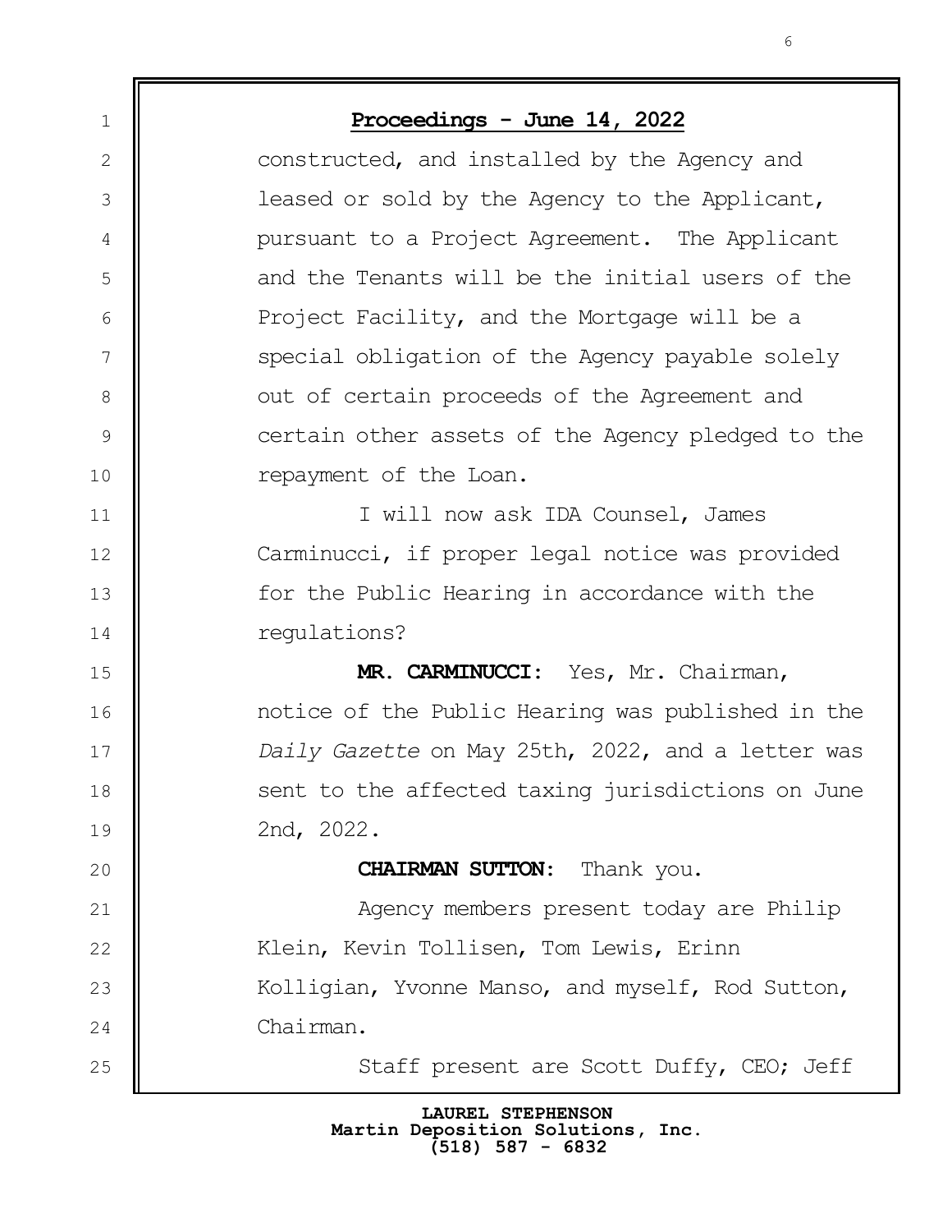**Proceedings - June 14, 2022**

constructed, and installed by the Agency and leased or sold by the Agency to the Applicant, pursuant to a Project Agreement. The Applicant and the Tenants will be the initial users of the Project Facility, and the Mortgage will be a special obligation of the Agency payable solely out of certain proceeds of the Agreement and certain other assets of the Agency pledged to the repayment of the Loan.

I will now ask IDA Counsel, James Carminucci, if proper legal notice was provided for the Public Hearing in accordance with the regulations?

**MR. CARMINUCCI:** Yes, Mr. Chairman, notice of the Public Hearing was published in the *Daily Gazette* on May 25th, 2022, and a letter was sent to the affected taxing jurisdictions on June 2nd, 2022.

**CHAIRMAN SUTTON:** Thank you.

Agency members present today are Philip Klein, Kevin Tollisen, Tom Lewis, Erinn Kolligian, Yvonne Manso, and myself, Rod Sutton, Chairman.

Staff present are Scott Duffy, CEO; Jeff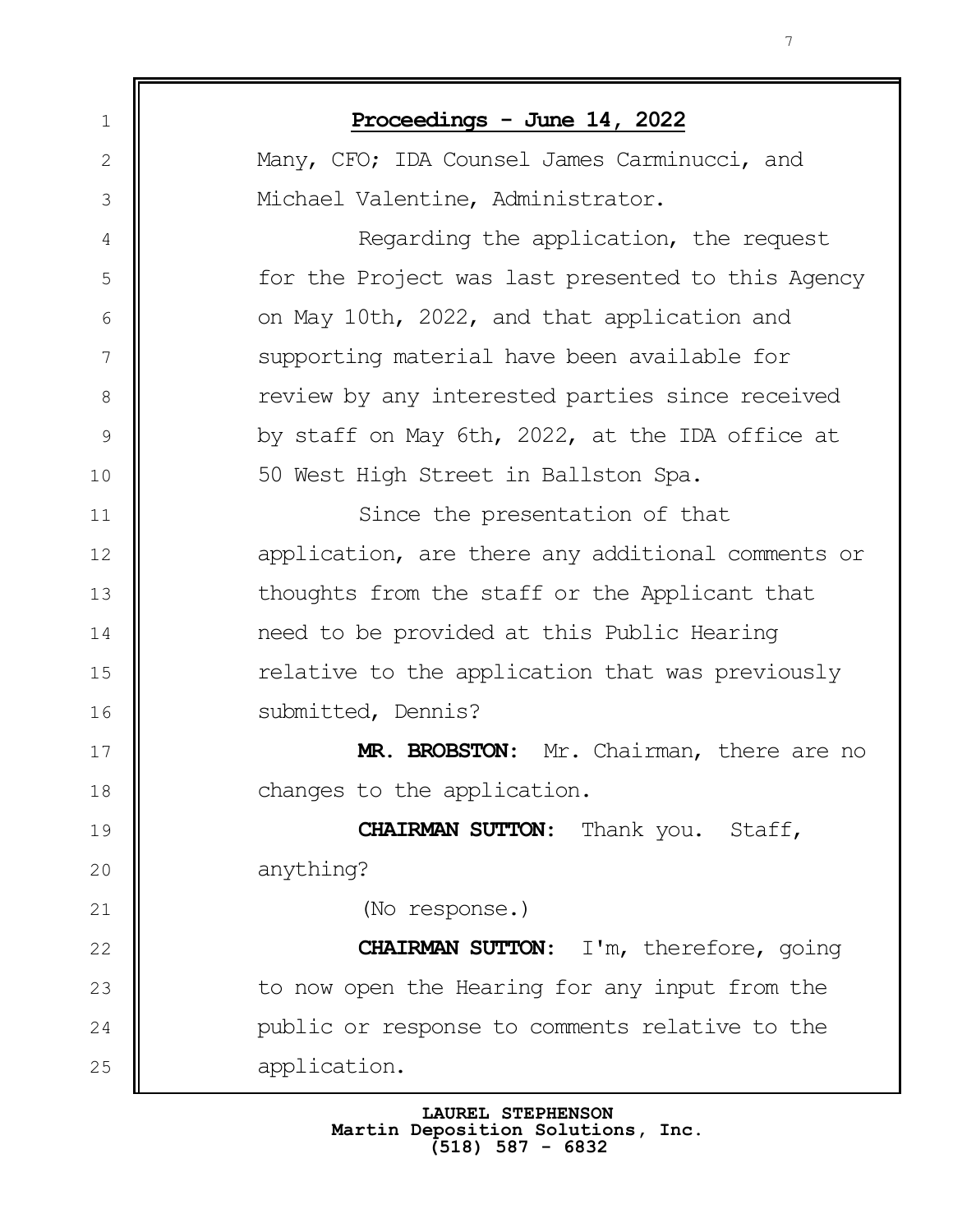**Proceedings - June 14, 2022**

Many, CFO; IDA Counsel James Carminucci, and Michael Valentine, Administrator.

Regarding the application, the request for the Project was last presented to this Agency on May 10th, 2022, and that application and supporting material have been available for review by any interested parties since received by staff on May 6th, 2022, at the IDA office at 50 West High Street in Ballston Spa.

Since the presentation of that application, are there any additional comments or thoughts from the staff or the Applicant that need to be provided at this Public Hearing relative to the application that was previously submitted, Dennis?

**MR. BROBSTON:** Mr. Chairman, there are no changes to the application.

**CHAIRMAN SUTTON:** Thank you. Staff, anything?

(No response.)

**CHAIRMAN SUTTON:** I'm, therefore, going to now open the Hearing for any input from the public or response to comments relative to the application.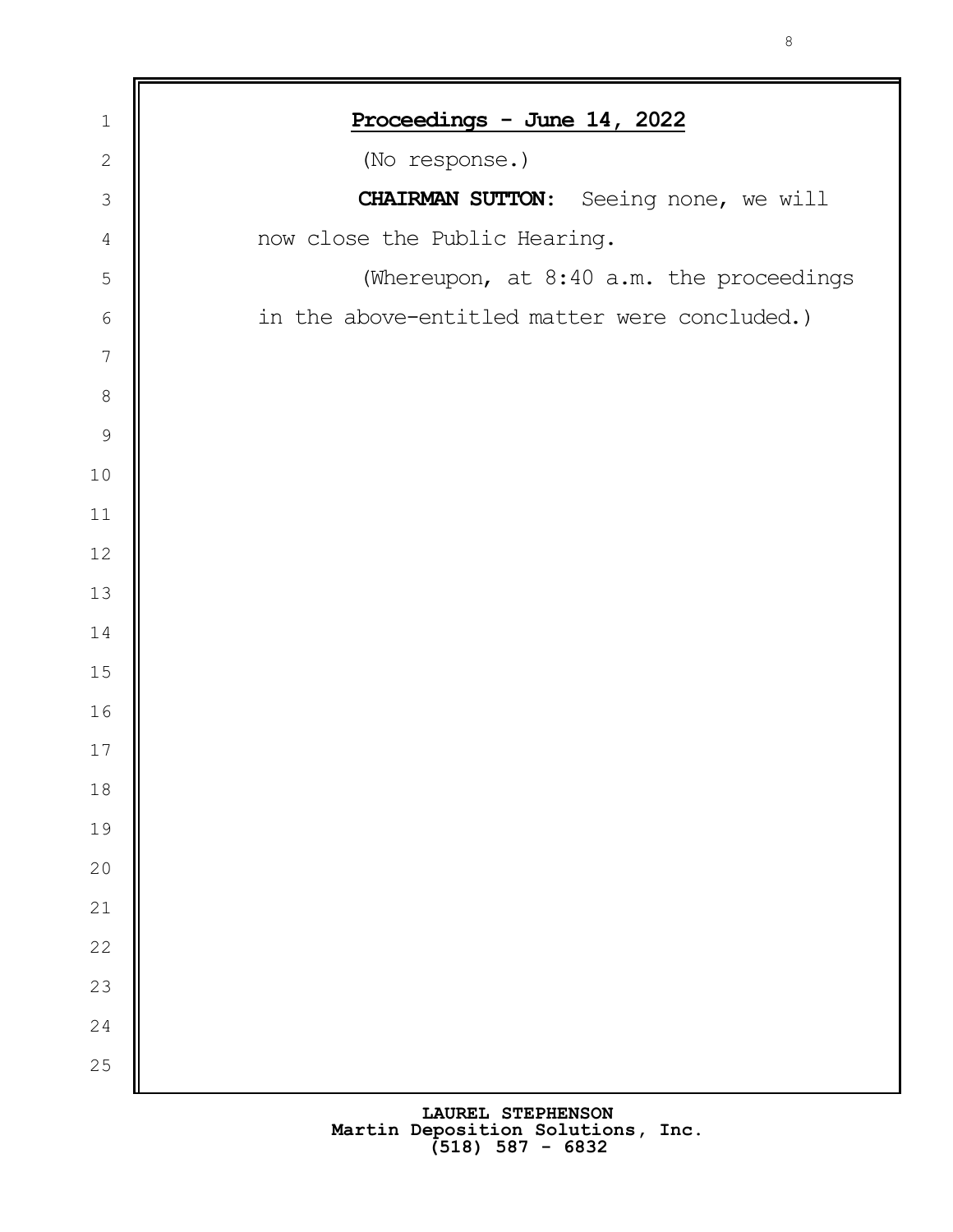**Proceedings - June 14, 2022**

(No response.)

**CHAIRMAN SUTTON:** Seeing none, we will now close the Public Hearing.

(Whereupon, at 8:40 a.m. the proceedings in the above-entitled matter were concluded.)

**LAUREL STEPHENSON**
**Martin Deposition Solutions, Inc.**
**(518) 587 - 6832**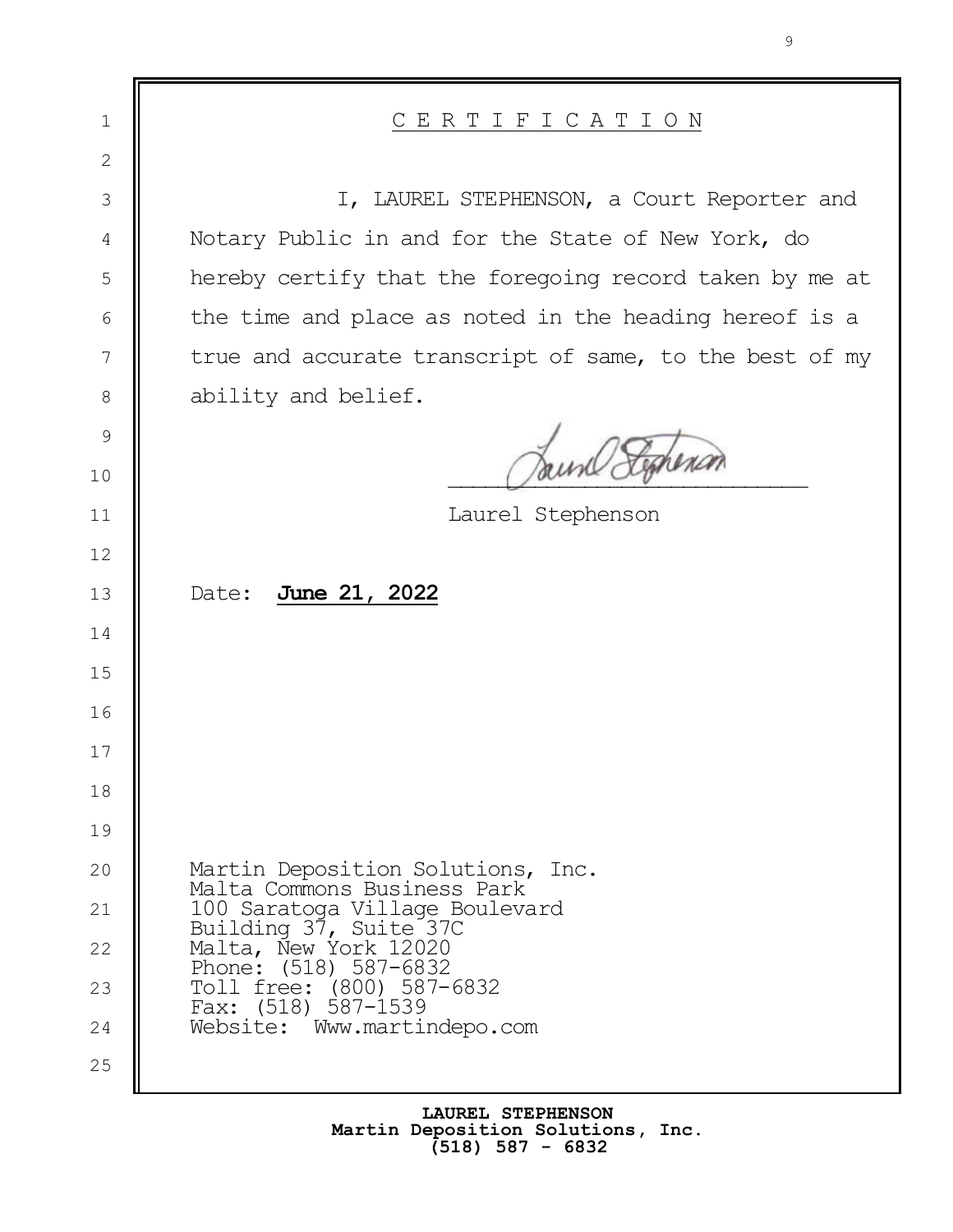# C E R T I F I C A T I O N

I, LAUREL STEPHENSON, a Court Reporter and Notary Public in and for the State of New York, do hereby certify that the foregoing record taken by me at the time and place as noted in the heading hereof is a true and accurate transcript of same, to the best of my ability and belief.

Laurel Stephenson

Date: **June 21, 2022**

Martin Deposition Solutions, Inc.
Malta Commons Business Park
100 Saratoga Village Boulevard
Building 37, Suite 37C
Malta, New York 12020
Phone: (518) 587-6832
Toll free: (800) 587-6832
Fax: (518) 587-1539
Website: Www.martindepo.com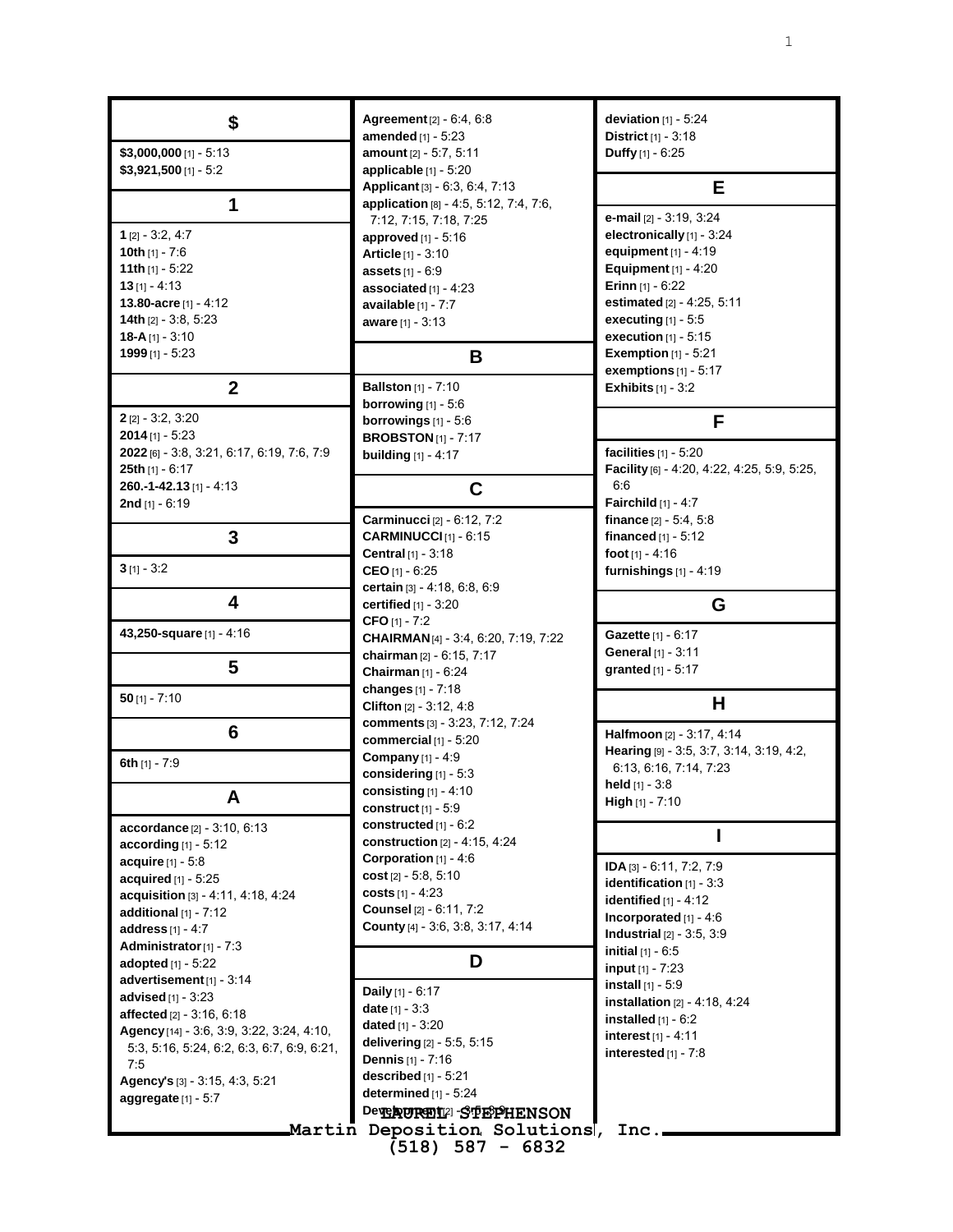## $

**$3,000,000** [1] - 5:13
**$3,921,500** [1] - 5:2

## 1

**1** [2] - 3:2, 4:7
**10th** [1] - 7:6
**11th** [1] - 5:22
**13** [1] - 4:13
**13.80-acre** [1] - 4:12
**14th** [2] - 3:8, 5:23
**18-A** [1] - 3:10
**1999** [1] - 5:23

## 2

**2** [2] - 3:2, 3:20
**2014** [1] - 5:23
**2022** [6] - 3:8, 3:21, 6:17, 6:19, 7:6, 7:9
**25th** [1] - 6:17
**260.-1-42.13** [1] - 4:13
**2nd** [1] - 6:19

## 3

**3** [1] - 3:2

## 4

**43,250-square** [1] - 4:16

## 5

**50** [1] - 7:10

## 6

**6th** [1] - 7:9

## A

**accordance** [2] - 3:10, 6:13
**according** [1] - 5:12
**acquire** [1] - 5:8
**acquired** [1] - 5:25
**acquisition** [3] - 4:11, 4:18, 4:24
**additional** [1] - 7:12
**address** [1] - 4:7
**Administrator** [1] - 7:3
**adopted** [1] - 5:22
**advertisement** [1] - 3:14
**advised** [1] - 3:23
**affected** [2] - 3:16, 6:18
**Agency** [14] - 3:6, 3:9, 3:22, 3:24, 4:10, 5:3, 5:16, 5:24, 6:2, 6:3, 6:7, 6:9, 6:21, 7:5
**Agency's** [3] - 3:15, 4:3, 5:21
**aggregate** [1] - 5:7
**Agreement** [2] - 6:4, 6:8
**amended** [1] - 5:23
**amount** [2] - 5:7, 5:11
**applicable** [1] - 5:20
**Applicant** [3] - 6:3, 6:4, 7:13
**application** [8] - 4:5, 5:12, 7:4, 7:6, 7:12, 7:15, 7:18, 7:25
**approved** [1] - 5:16
**Article** [1] - 3:10
**assets** [1] - 6:9
**associated** [1] - 4:23
**available** [1] - 7:7
**aware** [1] - 3:13

## B

**Ballston** [1] - 7:10
**borrowing** [1] - 5:6
**borrowings** [1] - 5:6
**BROBSTON** [1] - 7:17
**building** [1] - 4:17

## C

**Carminucci** [2] - 6:12, 7:2
**CARMINUCCI** [1] - 6:15
**Central** [1] - 3:18
**CEO** [1] - 6:25
**certain** [3] - 4:18, 6:8, 6:9
**certified** [1] - 3:20
**CFO** [1] - 7:2
**CHAIRMAN** [4] - 3:4, 6:20, 7:19, 7:22
**chairman** [2] - 6:15, 7:17
**Chairman** [1] - 6:24
**changes** [1] - 7:18
**Clifton** [2] - 3:12, 4:8
**comments** [3] - 3:23, 7:12, 7:24
**commercial** [1] - 5:20
**Company** [1] - 4:9
**considering** [1] - 5:3
**consisting** [1] - 4:10
**construct** [1] - 5:9
**constructed** [1] - 6:2
**construction** [2] - 4:15, 4:24
**Corporation** [1] - 4:6
**cost** [2] - 5:8, 5:10
**costs** [1] - 4:23
**Counsel** [2] - 6:11, 7:2
**County** [4] - 3:6, 3:8, 3:17, 4:14

## D

**Daily** [1] - 6:17
**date** [1] - 3:3
**dated** [1] - 3:20
**delivering** [2] - 5:5, 5:15
**Dennis** [1] - 7:16
**described** [1] - 5:21
**determined** [1] - 5:24
**Development** [2] - 3:5, 3:9
**deviation** [1] - 5:24
**District** [1] - 3:18
**Duffy** [1] - 6:25

## E

**e-mail** [2] - 3:19, 3:24
**electronically** [1] - 3:24
**equipment** [1] - 4:19
**Equipment** [1] - 4:20
**Erinn** [1] - 6:22
**estimated** [2] - 4:25, 5:11
**executing** [1] - 5:5
**execution** [1] - 5:15
**Exemption** [1] - 5:21
**exemptions** [1] - 5:17
**Exhibits** [1] - 3:2

## F

**facilities** [1] - 5:20
**Facility** [6] - 4:20, 4:22, 4:25, 5:9, 5:25, 6:6
**Fairchild** [1] - 4:7
**finance** [2] - 5:4, 5:8
**financed** [1] - 5:12
**foot** [1] - 4:16
**furnishings** [1] - 4:19

## G

**Gazette** [1] - 6:17
**General** [1] - 3:11
**granted** [1] - 5:17

## H

**Halfmoon** [2] - 3:17, 4:14
**Hearing** [9] - 3:5, 3:7, 3:14, 3:19, 4:2, 6:13, 6:16, 7:14, 7:23
**held** [1] - 3:8
**High** [1] - 7:10

## I

**IDA** [3] - 6:11, 7:2, 7:9
**identification** [1] - 3:3
**identified** [1] - 4:12
**Incorporated** [1] - 4:6
**Industrial** [2] - 3:5, 3:9
**initial** [1] - 6:5
**input** [1] - 7:23
**install** [1] - 5:9
**installation** [2] - 4:18, 4:24
**installed** [1] - 6:2
**interest** [1] - 4:11
**interested** [1] - 7:8

LAUREL STEPHENSON
Martin Deposition Solutions, Inc.
(518) 587 - 6832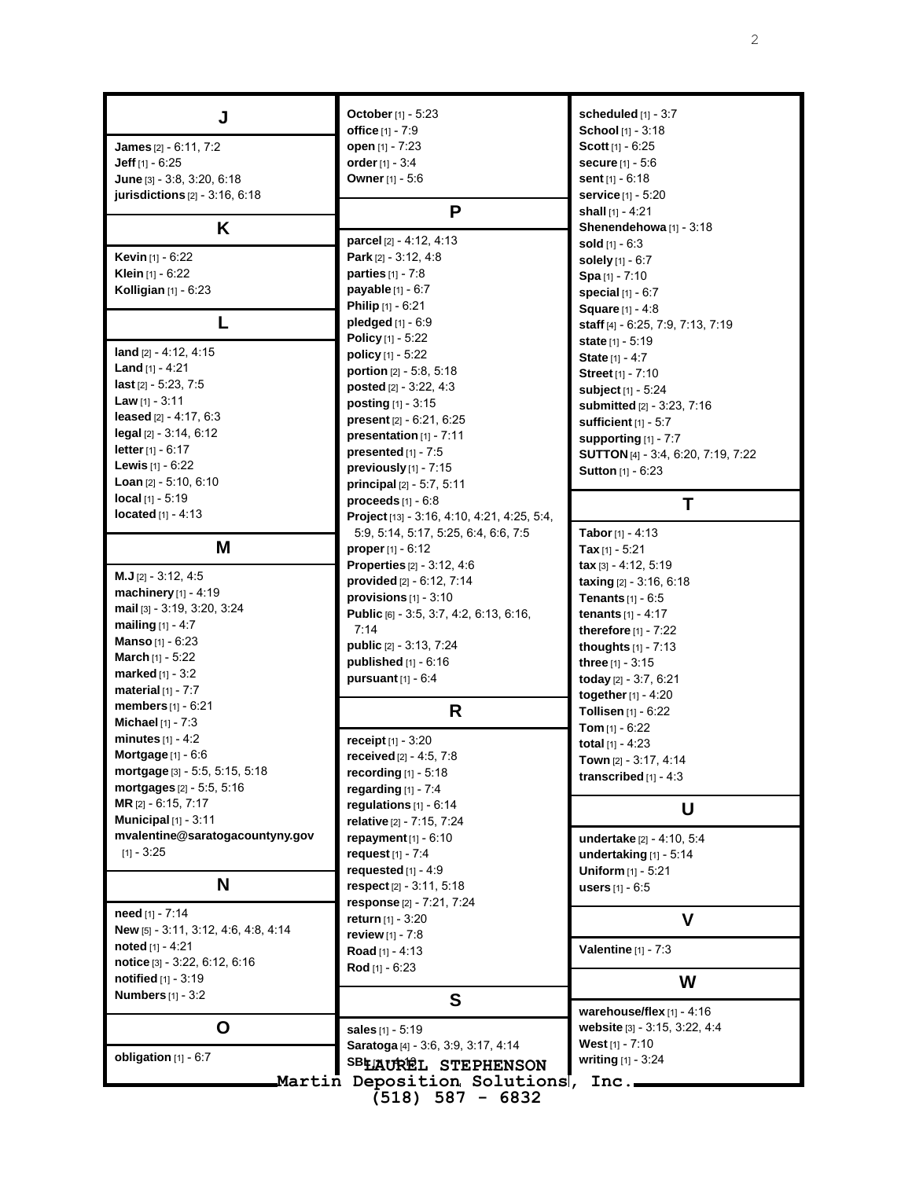## J

**James** [2] - 6:11, 7:2
**Jeff** [1] - 6:25
**June** [3] - 3:8, 3:20, 6:18
**jurisdictions** [2] - 3:16, 6:18

## K

**Kevin** [1] - 6:22
**Klein** [1] - 6:22
**Kolligian** [1] - 6:23

## L

**land** [2] - 4:12, 4:15
**Land** [1] - 4:21
**last** [2] - 5:23, 7:5
**Law** [1] - 3:11
**leased** [2] - 4:17, 6:3
**legal** [2] - 3:14, 6:12
**letter** [1] - 6:17
**Lewis** [1] - 6:22
**Loan** [2] - 5:10, 6:10
**local** [1] - 5:19
**located** [1] - 4:13

## M

**M.J** [2] - 3:12, 4:5
**machinery** [1] - 4:19
**mail** [3] - 3:19, 3:20, 3:24
**mailing** [1] - 4:7
**Manso** [1] - 6:23
**March** [1] - 5:22
**marked** [1] - 3:2
**material** [1] - 7:7
**members** [1] - 6:21
**Michael** [1] - 7:3
**minutes** [1] - 4:2
**Mortgage** [1] - 6:6
**mortgage** [3] - 5:5, 5:15, 5:18
**mortgages** [2] - 5:5, 5:16
**MR** [2] - 6:15, 7:17
**Municipal** [1] - 3:11
**mvalentine@saratogacountyny.gov** [1] - 3:25

## N

**need** [1] - 7:14
**New** [5] - 3:11, 3:12, 4:6, 4:8, 4:14
**noted** [1] - 4:21
**notice** [3] - 3:22, 6:12, 6:16
**notified** [1] - 3:19
**Numbers** [1] - 3:2

## O

**obligation** [1] - 6:7
**October** [1] - 5:23
**office** [1] - 7:9
**open** [1] - 7:23
**order** [1] - 3:4
**Owner** [1] - 5:6

## P

**parcel** [2] - 4:12, 4:13
**Park** [2] - 3:12, 4:8
**parties** [1] - 7:8
**payable** [1] - 6:7
**Philip** [1] - 6:21
**pledged** [1] - 6:9
**Policy** [1] - 5:22
**policy** [1] - 5:22
**portion** [2] - 5:8, 5:18
**posted** [2] - 3:22, 4:3
**posting** [1] - 3:15
**present** [2] - 6:21, 6:25
**presentation** [1] - 7:11
**presented** [1] - 7:5
**previously** [1] - 7:15
**principal** [2] - 5:7, 5:11
**proceeds** [1] - 6:8
**Project** [13] - 3:16, 4:10, 4:21, 4:25, 5:4, 5:9, 5:14, 5:17, 5:25, 6:4, 6:6, 7:5
**proper** [1] - 6:12
**Properties** [2] - 3:12, 4:6
**provided** [2] - 6:12, 7:14
**provisions** [1] - 3:10
**Public** [6] - 3:5, 3:7, 4:2, 6:13, 6:16, 7:14
**public** [2] - 3:13, 7:24
**published** [1] - 6:16
**pursuant** [1] - 6:4

## R

**receipt** [1] - 3:20
**received** [2] - 4:5, 7:8
**recording** [1] - 5:18
**regarding** [1] - 7:4
**regulations** [1] - 6:14
**relative** [2] - 7:15, 7:24
**repayment** [1] - 6:10
**request** [1] - 7:4
**requested** [1] - 4:9
**respect** [2] - 3:11, 5:18
**response** [2] - 7:21, 7:24
**return** [1] - 3:20
**review** [1] - 7:8
**Road** [1] - 4:13
**Rod** [1] - 6:23

## S

**sales** [1] - 5:19
**Saratoga** [4] - 3:6, 3:9, 3:17, 4:14
**SBL** [1] - 4:13
**scheduled** [1] - 3:7
**School** [1] - 3:18
**Scott** [1] - 6:25
**secure** [1] - 5:6
**sent** [1] - 6:18
**service** [1] - 5:20
**shall** [1] - 4:21
**Shenendehowa** [1] - 3:18
**sold** [1] - 6:3
**solely** [1] - 6:7
**Spa** [1] - 7:10
**special** [1] - 6:7
**Square** [1] - 4:8
**staff** [4] - 6:25, 7:9, 7:13, 7:19
**state** [1] - 5:19
**State** [1] - 4:7
**Street** [1] - 7:10
**subject** [1] - 5:24
**submitted** [2] - 3:23, 7:16
**sufficient** [1] - 5:7
**supporting** [1] - 7:7
**SUTTON** [4] - 3:4, 6:20, 7:19, 7:22
**Sutton** [1] - 6:23

## T

**Tabor** [1] - 4:13
**Tax** [1] - 5:21
**tax** [3] - 4:12, 5:19
**taxing** [2] - 3:16, 6:18
**Tenants** [1] - 6:5
**tenants** [1] - 4:17
**therefore** [1] - 7:22
**thoughts** [1] - 7:13
**three** [1] - 3:15
**today** [2] - 3:7, 6:21
**together** [1] - 4:20
**Tollisen** [1] - 6:22
**Tom** [1] - 6:22
**total** [1] - 4:23
**Town** [2] - 3:17, 4:14
**transcribed** [1] - 4:3

## U

**undertake** [2] - 4:10, 5:4
**undertaking** [1] - 5:14
**Uniform** [1] - 5:21
**users** [1] - 6:5

## V

**Valentine** [1] - 7:3

## W

**warehouse/flex** [1] - 4:16
**website** [3] - 3:15, 3:22, 4:4
**West** [1] - 7:10
**writing** [1] - 3:24

LAUREL STEPHENSON
Martin Deposition Solutions, Inc.
(518) 587 - 6832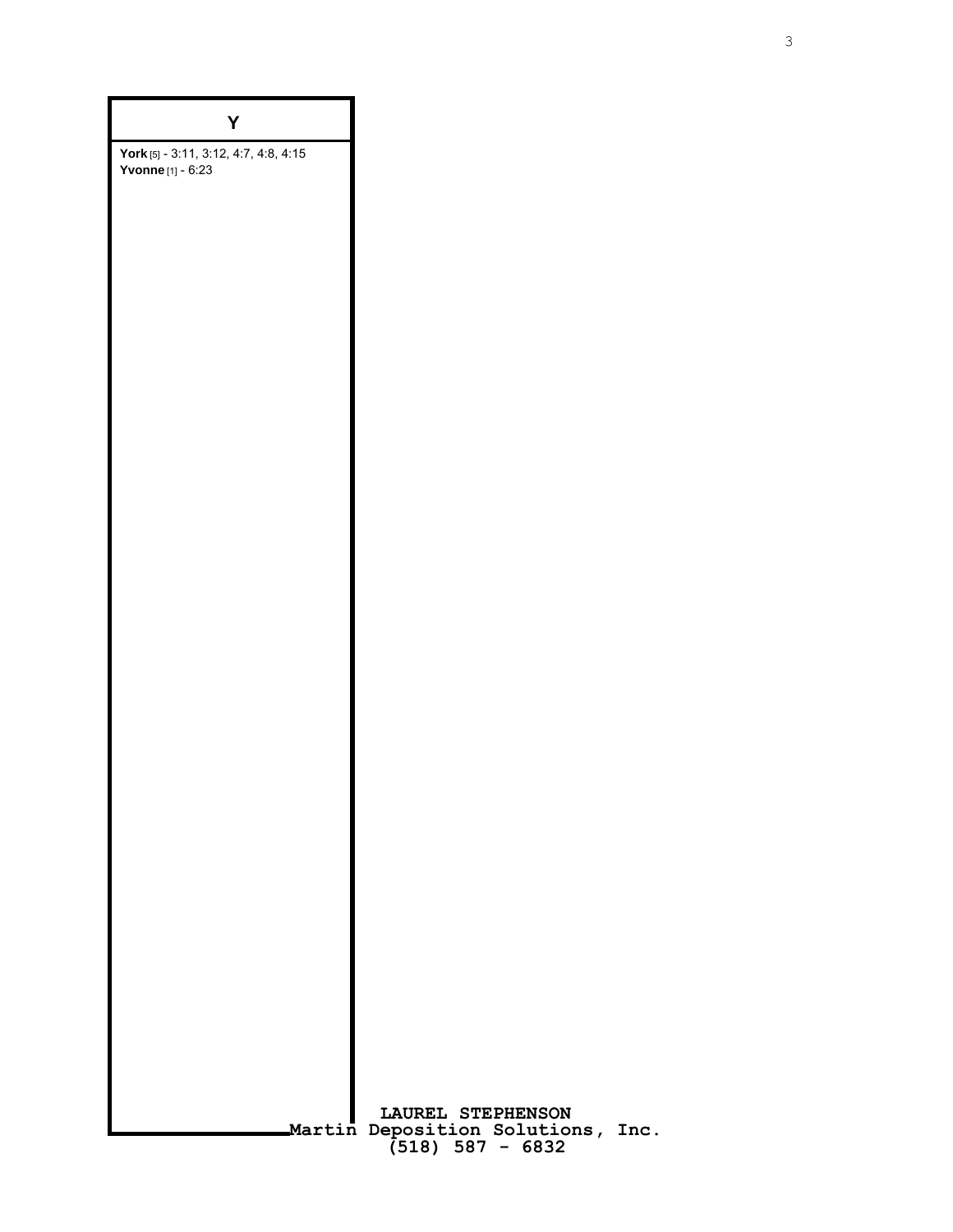## Y

**York** [5] - 3:11, 3:12, 4:7, 4:8, 4:15
**Yvonne** [1] - 6:23